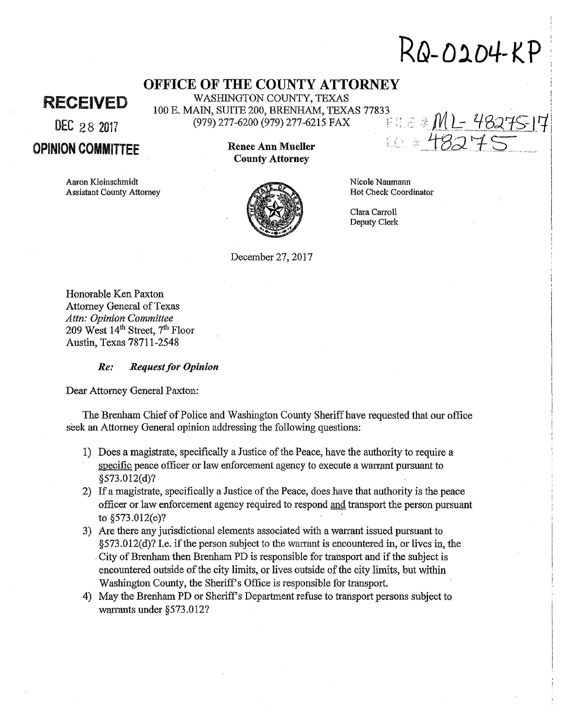RQ-0204-KP

RECEIVED

DEC 28 2017

OPINION COMMITTEE

# OFFICE OF THE COUNTY ATTORNEY

WASHINGTON COUNTY, TEXAS
100 E. MAIN, SUITE 200, BRENHAM, TEXAS 77833
(979) 277-6200 (979) 277-6215 FAX

FILE # ML-48275-17
I.D. # 48275

**Renee Ann Mueller**
**County Attorney**

Aaron Kleinschmidt
Assistant County Attorney

Nicole Naumann
Hot Check Coordinator

Clara Carroll
Deputy Clerk

December 27, 2017

Honorable Ken Paxton
Attorney General of Texas
*Attn: Opinion Committee*
209 West 14th Street, 7th Floor
Austin, Texas 78711-2548

***Re: Request for Opinion***

Dear Attorney General Paxton:

The Brenham Chief of Police and Washington County Sheriff have requested that our office seek an Attorney General opinion addressing the following questions:

1) Does a magistrate, specifically a Justice of the Peace, have the authority to require a specific peace officer or law enforcement agency to execute a warrant pursuant to §573.012(d)?
2) If a magistrate, specifically a Justice of the Peace, does have that authority is the peace officer or law enforcement agency required to respond and transport the person pursuant to §573.012(e)?
3) Are there any jurisdictional elements associated with a warrant issued pursuant to §573.012(d)? I.e. if the person subject to the warrant is encountered in, or lives in, the City of Brenham then Brenham PD is responsible for transport and if the subject is encountered outside of the city limits, or lives outside of the city limits, but within Washington County, the Sheriff's Office is responsible for transport.
4) May the Brenham PD or Sheriff's Department refuse to transport persons subject to warrants under §573.012?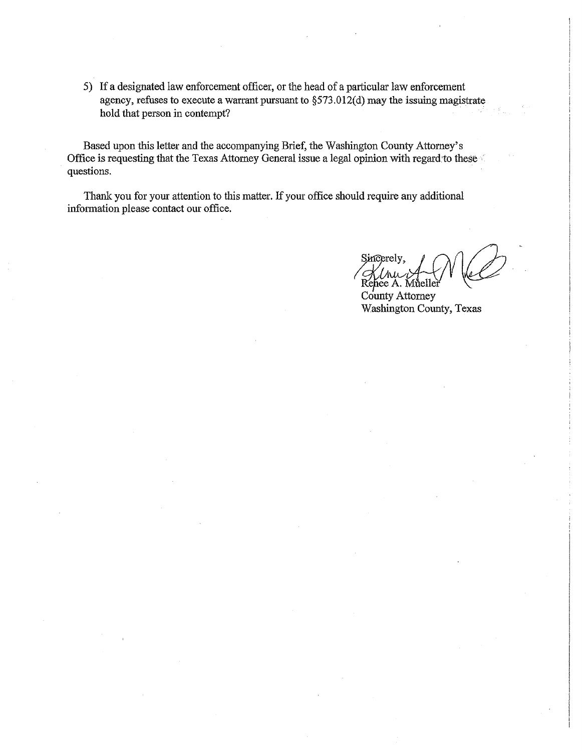5) If a designated law enforcement officer, or the head of a particular law enforcement agency, refuses to execute a warrant pursuant to §573.012(d) may the issuing magistrate hold that person in contempt?

Based upon this letter and the accompanying Brief, the Washington County Attorney's Office is requesting that the Texas Attorney General issue a legal opinion with regard to these questions.

Thank you for your attention to this matter. If your office should require any additional information please contact our office.

Sincerely,

Renee A. Mueller
County Attorney
Washington County, Texas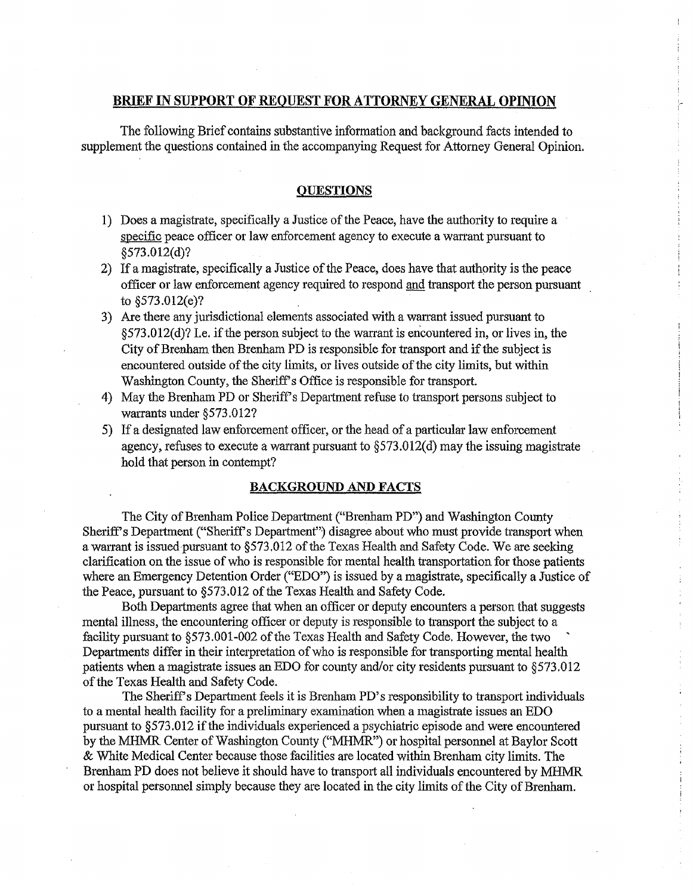## BRIEF IN SUPPORT OF REQUEST FOR ATTORNEY GENERAL OPINION

The following Brief contains substantive information and background facts intended to supplement the questions contained in the accompanying Request for Attorney General Opinion.

### QUESTIONS

1) Does a magistrate, specifically a Justice of the Peace, have the authority to require a specific peace officer or law enforcement agency to execute a warrant pursuant to §573.012(d)?
2) If a magistrate, specifically a Justice of the Peace, does have that authority is the peace officer or law enforcement agency required to respond and transport the person pursuant to §573.012(e)?
3) Are there any jurisdictional elements associated with a warrant issued pursuant to §573.012(d)? I.e. if the person subject to the warrant is encountered in, or lives in, the City of Brenham then Brenham PD is responsible for transport and if the subject is encountered outside of the city limits, or lives outside of the city limits, but within Washington County, the Sheriff's Office is responsible for transport.
4) May the Brenham PD or Sheriff's Department refuse to transport persons subject to warrants under §573.012?
5) If a designated law enforcement officer, or the head of a particular law enforcement agency, refuses to execute a warrant pursuant to §573.012(d) may the issuing magistrate hold that person in contempt?

### BACKGROUND AND FACTS

The City of Brenham Police Department ("Brenham PD") and Washington County Sheriff's Department ("Sheriff's Department") disagree about who must provide transport when a warrant is issued pursuant to §573.012 of the Texas Health and Safety Code. We are seeking clarification on the issue of who is responsible for mental health transportation for those patients where an Emergency Detention Order ("EDO") is issued by a magistrate, specifically a Justice of the Peace, pursuant to §573.012 of the Texas Health and Safety Code.

Both Departments agree that when an officer or deputy encounters a person that suggests mental illness, the encountering officer or deputy is responsible to transport the subject to a facility pursuant to §573.001-002 of the Texas Health and Safety Code. However, the two Departments differ in their interpretation of who is responsible for transporting mental health patients when a magistrate issues an EDO for county and/or city residents pursuant to §573.012 of the Texas Health and Safety Code.

The Sheriff's Department feels it is Brenham PD's responsibility to transport individuals to a mental health facility for a preliminary examination when a magistrate issues an EDO pursuant to §573.012 if the individuals experienced a psychiatric episode and were encountered by the MHMR Center of Washington County ("MHMR") or hospital personnel at Baylor Scott & White Medical Center because those facilities are located within Brenham city limits. The Brenham PD does not believe it should have to transport all individuals encountered by MHMR or hospital personnel simply because they are located in the city limits of the City of Brenham.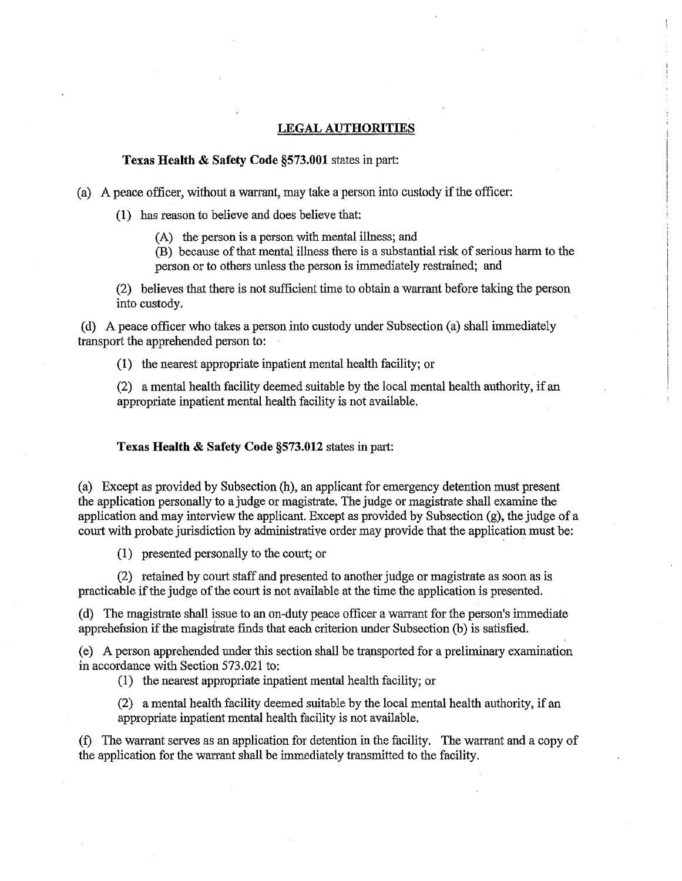## LEGAL AUTHORITIES

**Texas Health & Safety Code §573.001** states in part:

(a) A peace officer, without a warrant, may take a person into custody if the officer:

(1) has reason to believe and does believe that:

(A) the person is a person with mental illness; and

(B) because of that mental illness there is a substantial risk of serious harm to the person or to others unless the person is immediately restrained; and

(2) believes that there is not sufficient time to obtain a warrant before taking the person into custody.

(d) A peace officer who takes a person into custody under Subsection (a) shall immediately transport the apprehended person to:

(1) the nearest appropriate inpatient mental health facility; or

(2) a mental health facility deemed suitable by the local mental health authority, if an appropriate inpatient mental health facility is not available.

**Texas Health & Safety Code §573.012** states in part:

(a) Except as provided by Subsection (h), an applicant for emergency detention must present the application personally to a judge or magistrate. The judge or magistrate shall examine the application and may interview the applicant. Except as provided by Subsection (g), the judge of a court with probate jurisdiction by administrative order may provide that the application must be:

(1) presented personally to the court; or

(2) retained by court staff and presented to another judge or magistrate as soon as is practicable if the judge of the court is not available at the time the application is presented.

(d) The magistrate shall issue to an on-duty peace officer a warrant for the person's immediate apprehension if the magistrate finds that each criterion under Subsection (b) is satisfied.

(e) A person apprehended under this section shall be transported for a preliminary examination in accordance with Section 573.021 to:

(1) the nearest appropriate inpatient mental health facility; or

(2) a mental health facility deemed suitable by the local mental health authority, if an appropriate inpatient mental health facility is not available.

(f) The warrant serves as an application for detention in the facility. The warrant and a copy of the application for the warrant shall be immediately transmitted to the facility.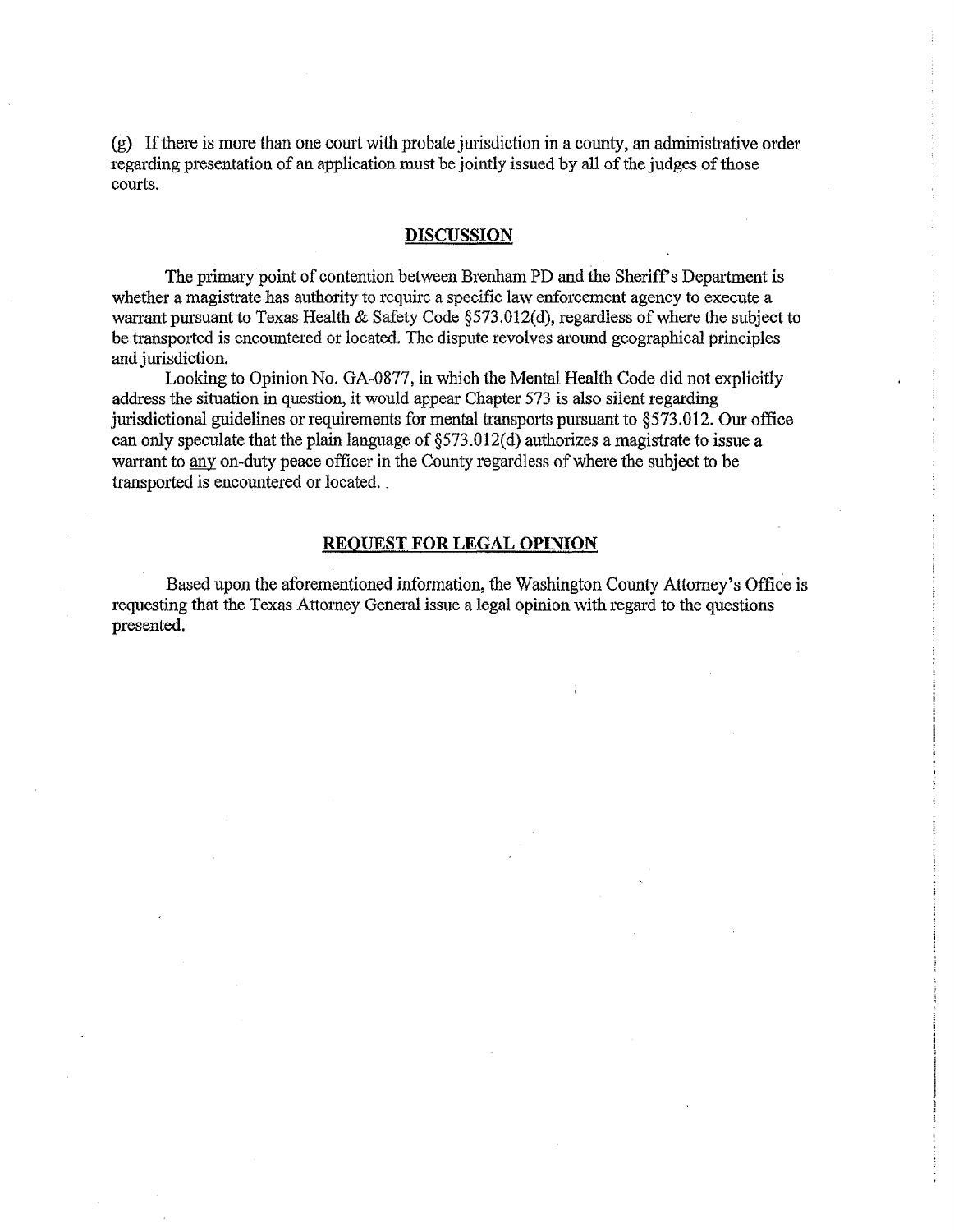(g) If there is more than one court with probate jurisdiction in a county, an administrative order regarding presentation of an application must be jointly issued by all of the judges of those courts.

## DISCUSSION

The primary point of contention between Brenham PD and the Sheriff's Department is whether a magistrate has authority to require a specific law enforcement agency to execute a warrant pursuant to Texas Health & Safety Code §573.012(d), regardless of where the subject to be transported is encountered or located. The dispute revolves around geographical principles and jurisdiction.

Looking to Opinion No. GA-0877, in which the Mental Health Code did not explicitly address the situation in question, it would appear Chapter 573 is also silent regarding jurisdictional guidelines or requirements for mental transports pursuant to §573.012. Our office can only speculate that the plain language of §573.012(d) authorizes a magistrate to issue a warrant to any on-duty peace officer in the County regardless of where the subject to be transported is encountered or located.

## REQUEST FOR LEGAL OPINION

Based upon the aforementioned information, the Washington County Attorney's Office is requesting that the Texas Attorney General issue a legal opinion with regard to the questions presented.